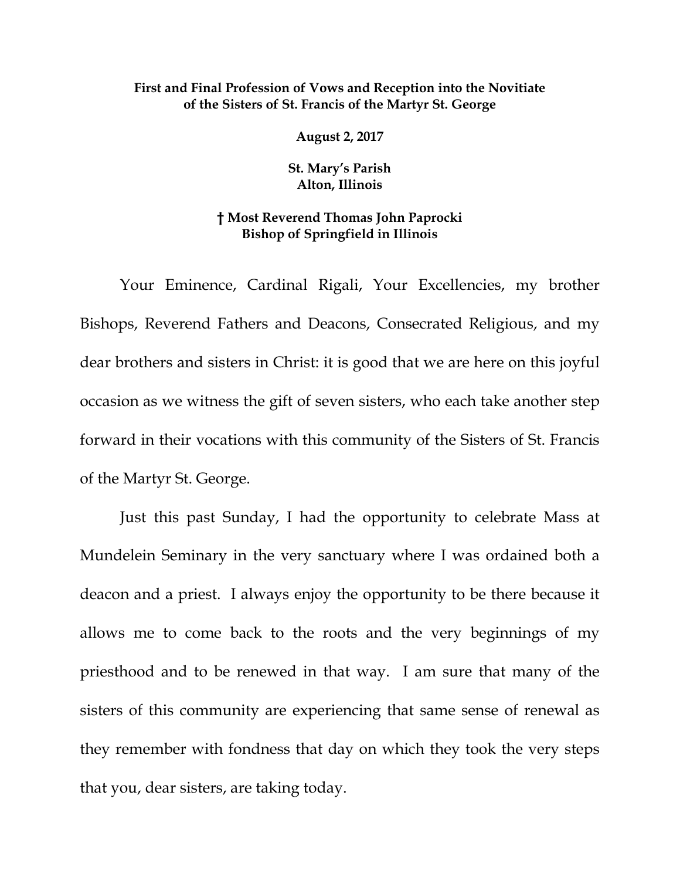**First and Final Profession of Vows and Reception into the Novitiate of the Sisters of St. Francis of the Martyr St. George**

**August 2, 2017**

**St. Mary's Parish**
**Alton, Illinois**

**† Most Reverend Thomas John Paprocki**
**Bishop of Springfield in Illinois**

Your Eminence, Cardinal Rigali, Your Excellencies, my brother Bishops, Reverend Fathers and Deacons, Consecrated Religious, and my dear brothers and sisters in Christ: it is good that we are here on this joyful occasion as we witness the gift of seven sisters, who each take another step forward in their vocations with this community of the Sisters of St. Francis of the Martyr St. George.

Just this past Sunday, I had the opportunity to celebrate Mass at Mundelein Seminary in the very sanctuary where I was ordained both a deacon and a priest. I always enjoy the opportunity to be there because it allows me to come back to the roots and the very beginnings of my priesthood and to be renewed in that way. I am sure that many of the sisters of this community are experiencing that same sense of renewal as they remember with fondness that day on which they took the very steps that you, dear sisters, are taking today.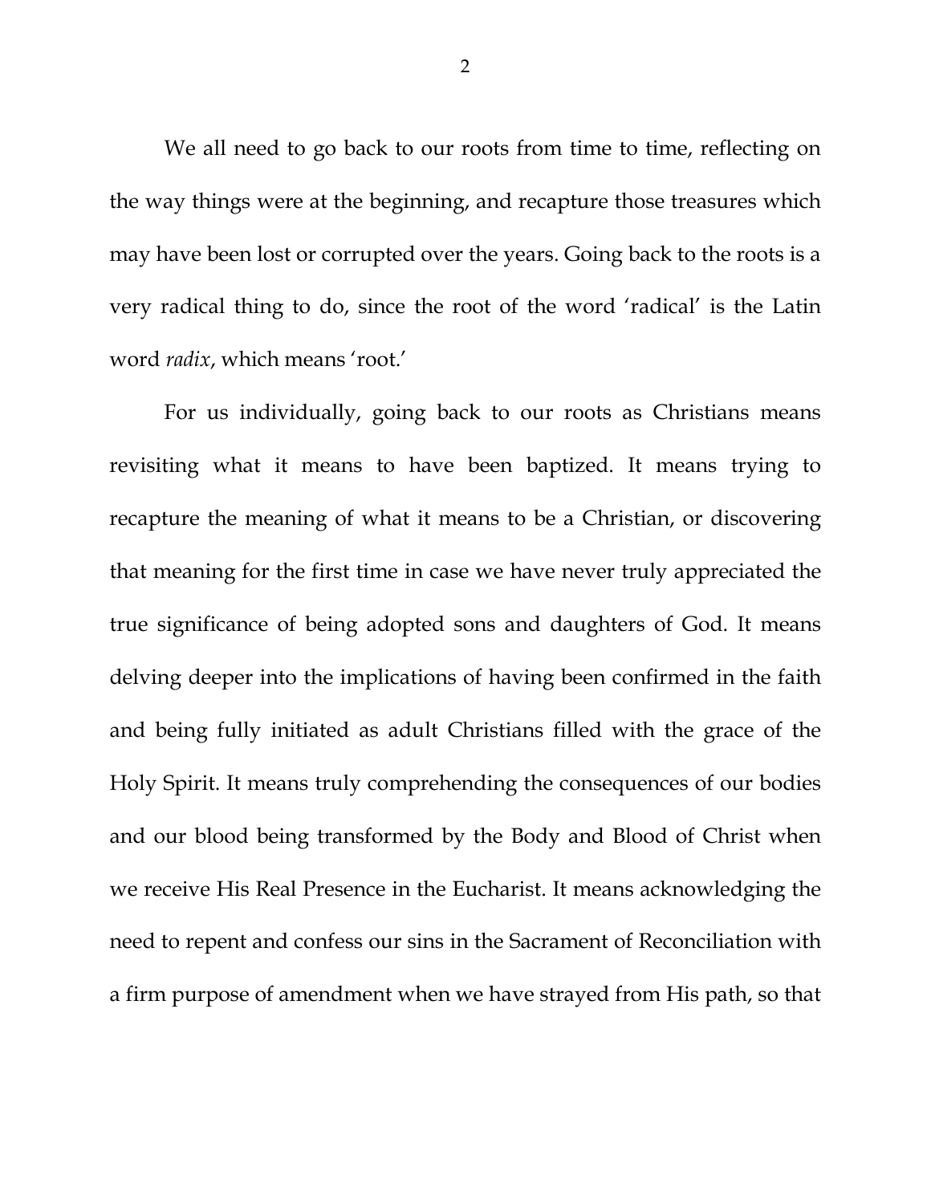We all need to go back to our roots from time to time, reflecting on the way things were at the beginning, and recapture those treasures which may have been lost or corrupted over the years. Going back to the roots is a very radical thing to do, since the root of the word 'radical' is the Latin word *radix*, which means 'root.'

For us individually, going back to our roots as Christians means revisiting what it means to have been baptized. It means trying to recapture the meaning of what it means to be a Christian, or discovering that meaning for the first time in case we have never truly appreciated the true significance of being adopted sons and daughters of God. It means delving deeper into the implications of having been confirmed in the faith and being fully initiated as adult Christians filled with the grace of the Holy Spirit. It means truly comprehending the consequences of our bodies and our blood being transformed by the Body and Blood of Christ when we receive His Real Presence in the Eucharist. It means acknowledging the need to repent and confess our sins in the Sacrament of Reconciliation with a firm purpose of amendment when we have strayed from His path, so that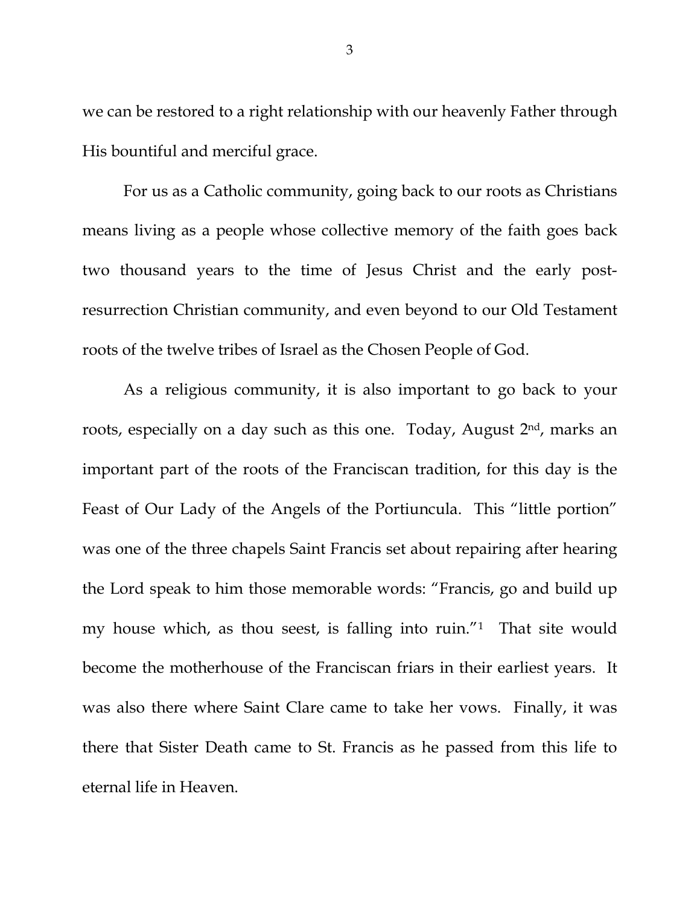we can be restored to a right relationship with our heavenly Father through His bountiful and merciful grace.

For us as a Catholic community, going back to our roots as Christians means living as a people whose collective memory of the faith goes back two thousand years to the time of Jesus Christ and the early post-resurrection Christian community, and even beyond to our Old Testament roots of the twelve tribes of Israel as the Chosen People of God.

As a religious community, it is also important to go back to your roots, especially on a day such as this one. Today, August 2nd, marks an important part of the roots of the Franciscan tradition, for this day is the Feast of Our Lady of the Angels of the Portiuncula. This "little portion" was one of the three chapels Saint Francis set about repairing after hearing the Lord speak to him those memorable words: "Francis, go and build up my house which, as thou seest, is falling into ruin."[1] That site would become the motherhouse of the Franciscan friars in their earliest years. It was also there where Saint Clare came to take her vows. Finally, it was there that Sister Death came to St. Francis as he passed from this life to eternal life in Heaven.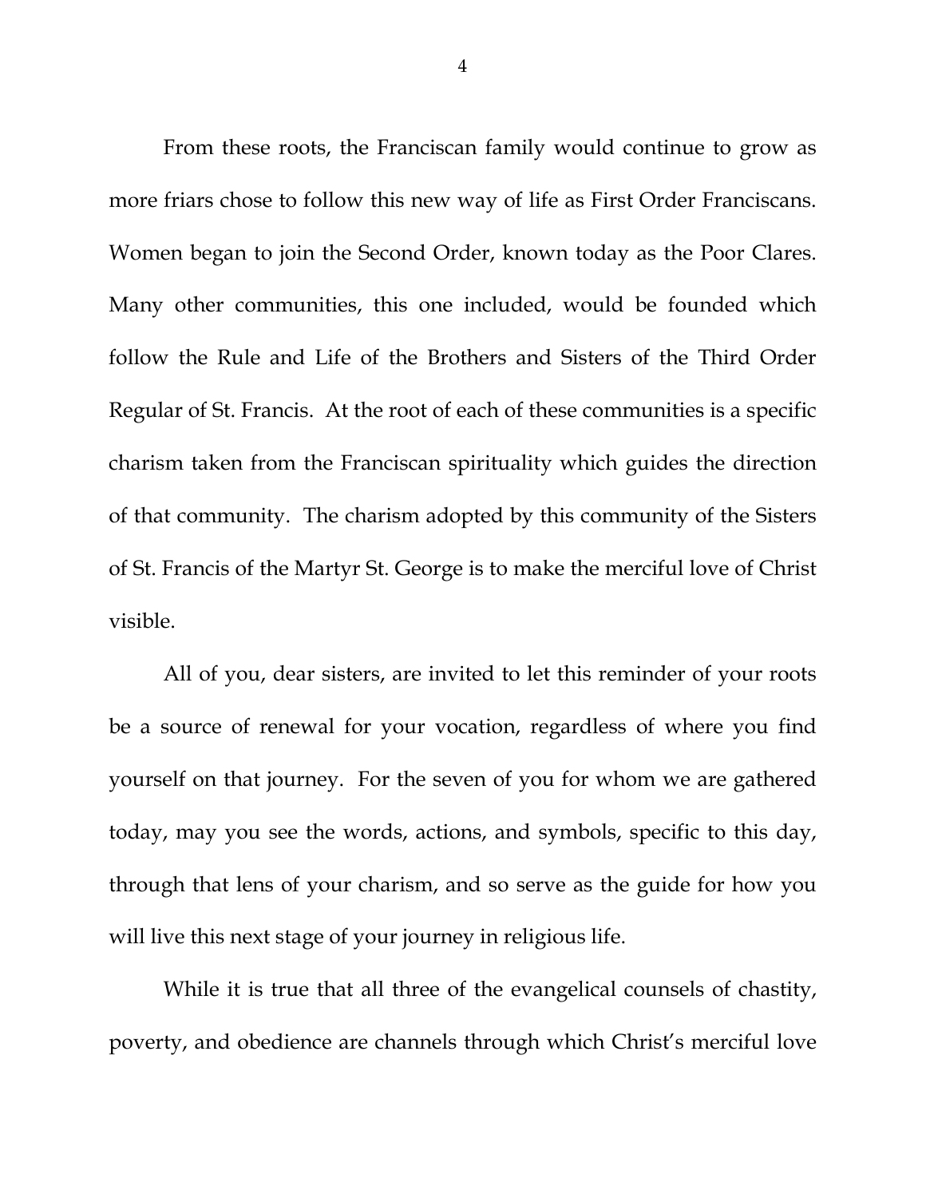From these roots, the Franciscan family would continue to grow as more friars chose to follow this new way of life as First Order Franciscans. Women began to join the Second Order, known today as the Poor Clares. Many other communities, this one included, would be founded which follow the Rule and Life of the Brothers and Sisters of the Third Order Regular of St. Francis. At the root of each of these communities is a specific charism taken from the Franciscan spirituality which guides the direction of that community. The charism adopted by this community of the Sisters of St. Francis of the Martyr St. George is to make the merciful love of Christ visible.

All of you, dear sisters, are invited to let this reminder of your roots be a source of renewal for your vocation, regardless of where you find yourself on that journey. For the seven of you for whom we are gathered today, may you see the words, actions, and symbols, specific to this day, through that lens of your charism, and so serve as the guide for how you will live this next stage of your journey in religious life.

While it is true that all three of the evangelical counsels of chastity, poverty, and obedience are channels through which Christ's merciful love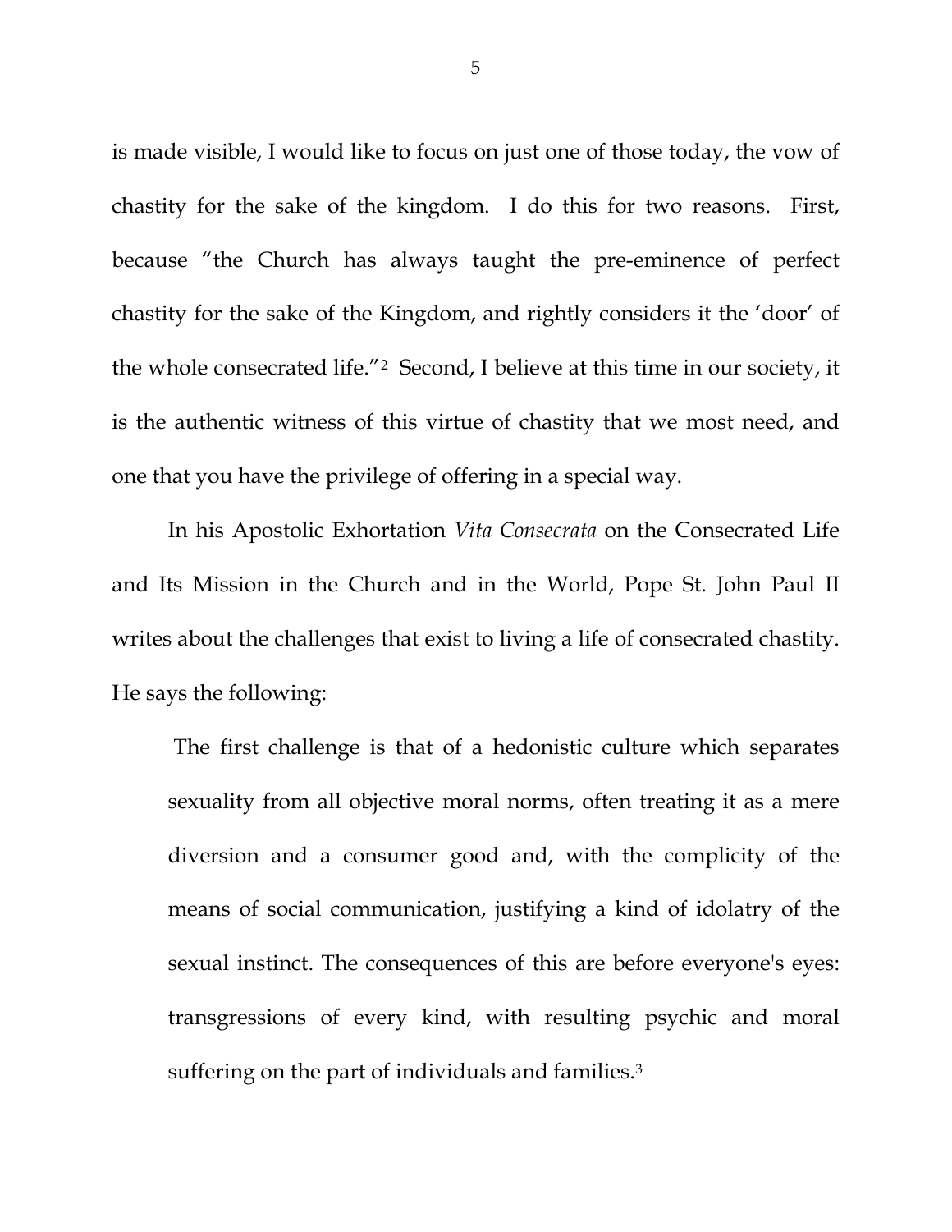is made visible, I would like to focus on just one of those today, the vow of chastity for the sake of the kingdom. I do this for two reasons. First, because "the Church has always taught the pre-eminence of perfect chastity for the sake of the Kingdom, and rightly considers it the 'door' of the whole consecrated life."[2] Second, I believe at this time in our society, it is the authentic witness of this virtue of chastity that we most need, and one that you have the privilege of offering in a special way.

In his Apostolic Exhortation *Vita Consecrata* on the Consecrated Life and Its Mission in the Church and in the World, Pope St. John Paul II writes about the challenges that exist to living a life of consecrated chastity. He says the following:

> The first challenge is that of a hedonistic culture which separates sexuality from all objective moral norms, often treating it as a mere diversion and a consumer good and, with the complicity of the means of social communication, justifying a kind of idolatry of the sexual instinct. The consequences of this are before everyone's eyes: transgressions of every kind, with resulting psychic and moral suffering on the part of individuals and families.[3]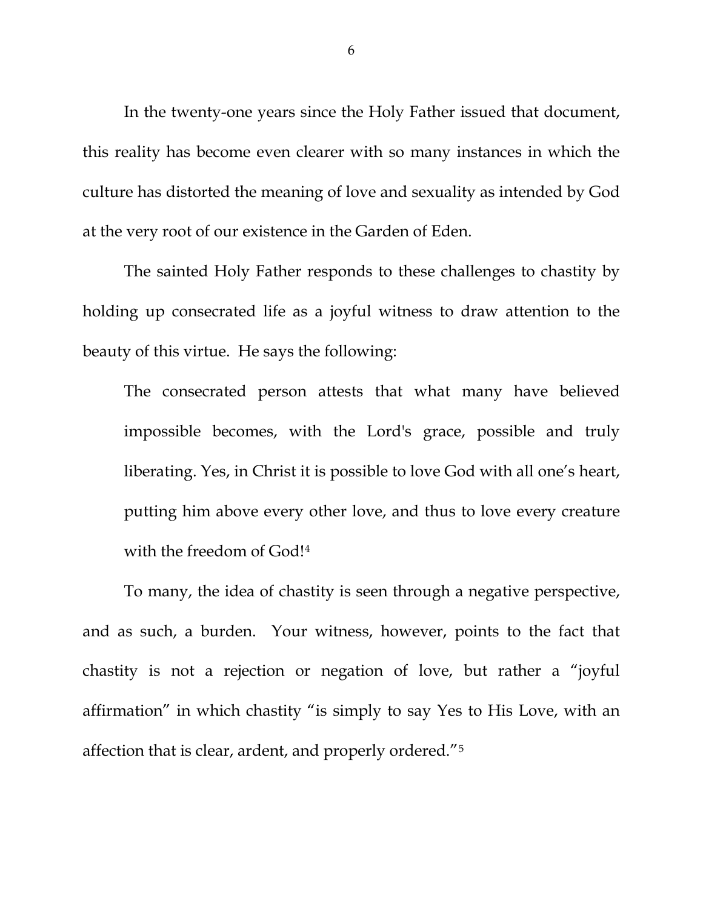In the twenty-one years since the Holy Father issued that document, this reality has become even clearer with so many instances in which the culture has distorted the meaning of love and sexuality as intended by God at the very root of our existence in the Garden of Eden.

The sainted Holy Father responds to these challenges to chastity by holding up consecrated life as a joyful witness to draw attention to the beauty of this virtue. He says the following:

> The consecrated person attests that what many have believed impossible becomes, with the Lord's grace, possible and truly liberating. Yes, in Christ it is possible to love God with all one's heart, putting him above every other love, and thus to love every creature with the freedom of God![4]

To many, the idea of chastity is seen through a negative perspective, and as such, a burden. Your witness, however, points to the fact that chastity is not a rejection or negation of love, but rather a "joyful affirmation" in which chastity "is simply to say Yes to His Love, with an affection that is clear, ardent, and properly ordered."[5]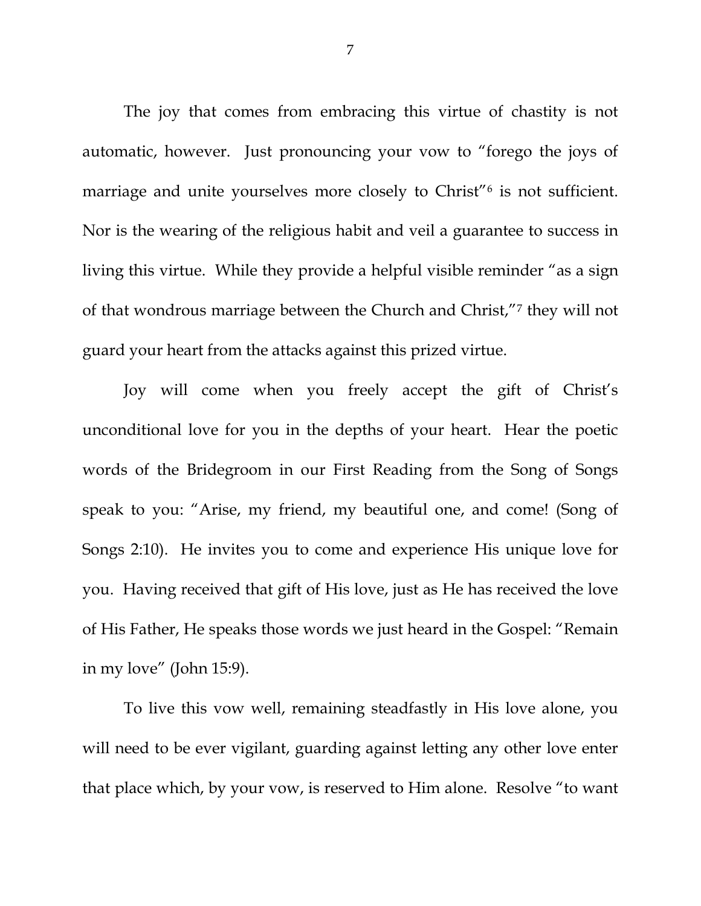The joy that comes from embracing this virtue of chastity is not automatic, however. Just pronouncing your vow to "forego the joys of marriage and unite yourselves more closely to Christ"[6] is not sufficient. Nor is the wearing of the religious habit and veil a guarantee to success in living this virtue. While they provide a helpful visible reminder "as a sign of that wondrous marriage between the Church and Christ,"[7] they will not guard your heart from the attacks against this prized virtue.

Joy will come when you freely accept the gift of Christ's unconditional love for you in the depths of your heart. Hear the poetic words of the Bridegroom in our First Reading from the Song of Songs speak to you: "Arise, my friend, my beautiful one, and come! (Song of Songs 2:10). He invites you to come and experience His unique love for you. Having received that gift of His love, just as He has received the love of His Father, He speaks those words we just heard in the Gospel: "Remain in my love" (John 15:9).

To live this vow well, remaining steadfastly in His love alone, you will need to be ever vigilant, guarding against letting any other love enter that place which, by your vow, is reserved to Him alone. Resolve "to want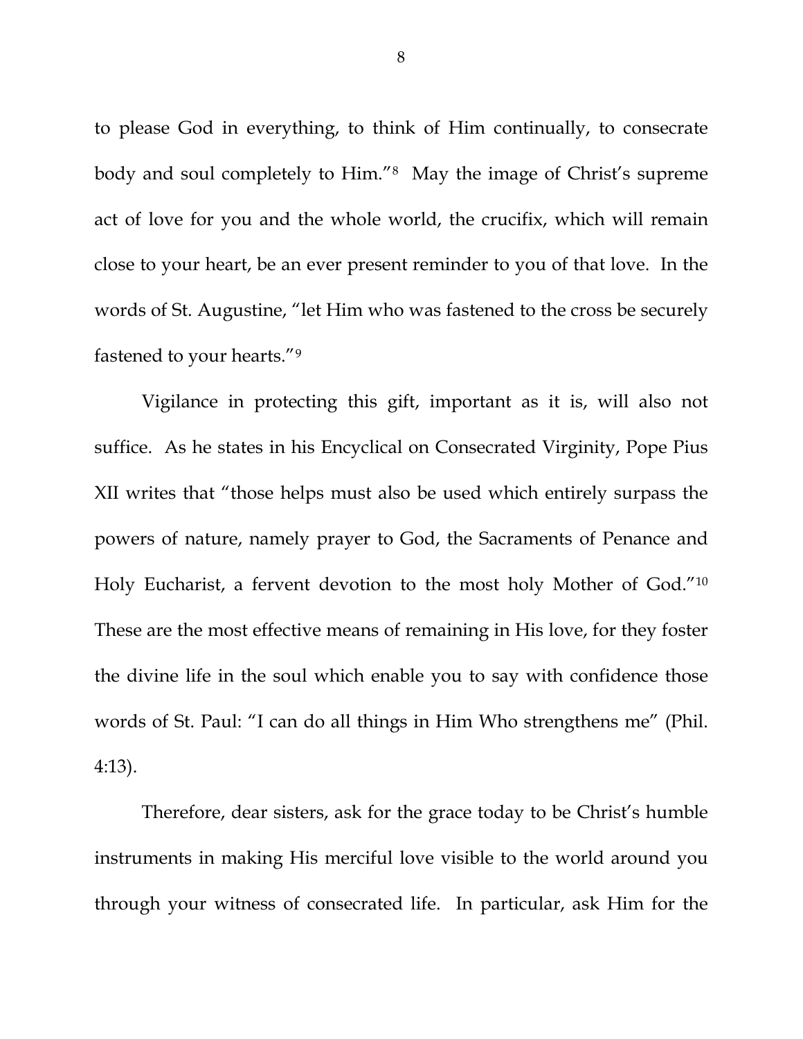to please God in everything, to think of Him continually, to consecrate body and soul completely to Him."[8] May the image of Christ's supreme act of love for you and the whole world, the crucifix, which will remain close to your heart, be an ever present reminder to you of that love. In the words of St. Augustine, "let Him who was fastened to the cross be securely fastened to your hearts."[9]

Vigilance in protecting this gift, important as it is, will also not suffice. As he states in his Encyclical on Consecrated Virginity, Pope Pius XII writes that "those helps must also be used which entirely surpass the powers of nature, namely prayer to God, the Sacraments of Penance and Holy Eucharist, a fervent devotion to the most holy Mother of God."[10] These are the most effective means of remaining in His love, for they foster the divine life in the soul which enable you to say with confidence those words of St. Paul: "I can do all things in Him Who strengthens me" (Phil. 4:13).

Therefore, dear sisters, ask for the grace today to be Christ's humble instruments in making His merciful love visible to the world around you through your witness of consecrated life. In particular, ask Him for the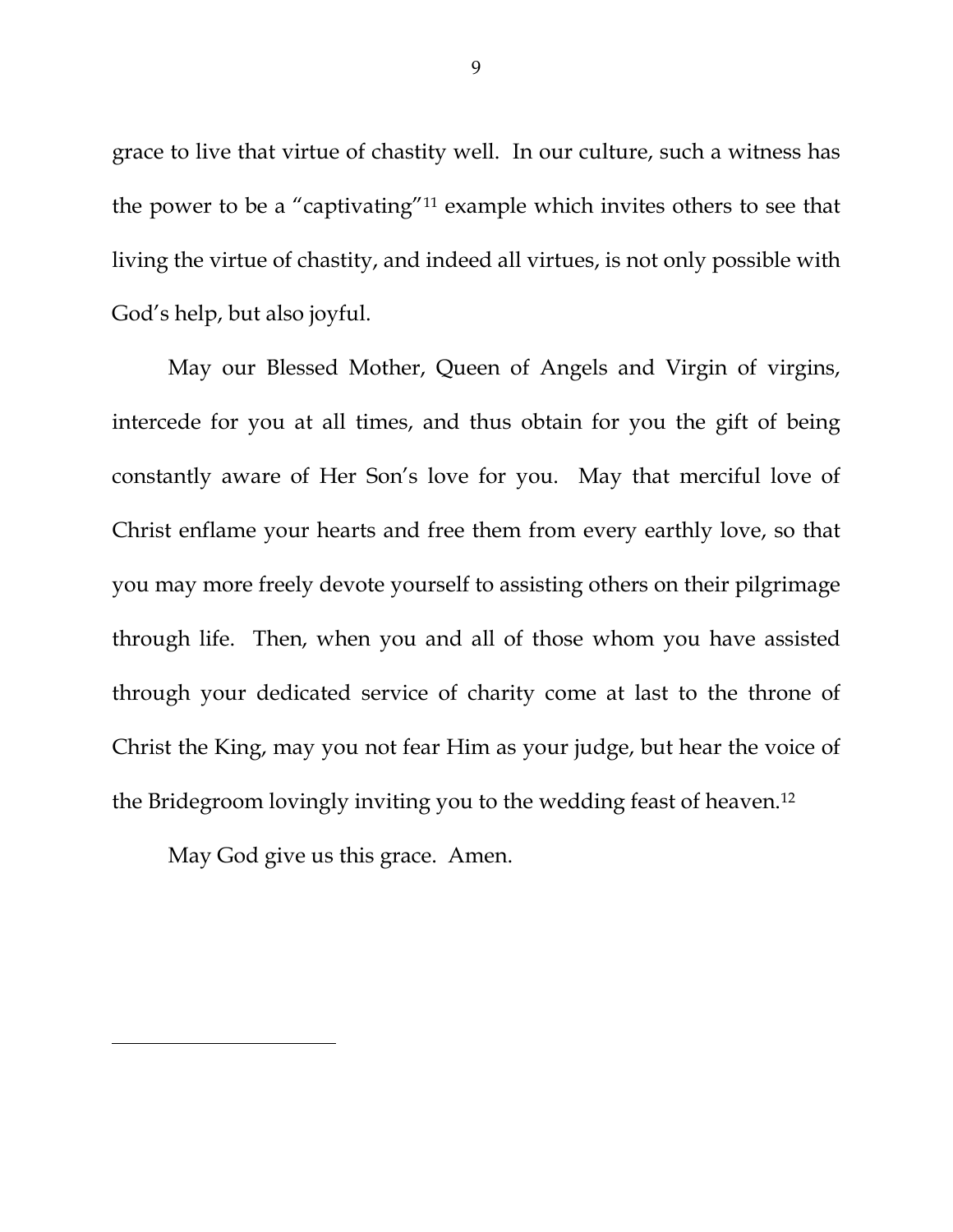grace to live that virtue of chastity well. In our culture, such a witness has the power to be a "captivating"[11] example which invites others to see that living the virtue of chastity, and indeed all virtues, is not only possible with God's help, but also joyful.

May our Blessed Mother, Queen of Angels and Virgin of virgins, intercede for you at all times, and thus obtain for you the gift of being constantly aware of Her Son's love for you. May that merciful love of Christ enflame your hearts and free them from every earthly love, so that you may more freely devote yourself to assisting others on their pilgrimage through life. Then, when you and all of those whom you have assisted through your dedicated service of charity come at last to the throne of Christ the King, may you not fear Him as your judge, but hear the voice of the Bridegroom lovingly inviting you to the wedding feast of heaven.[12]

May God give us this grace. Amen.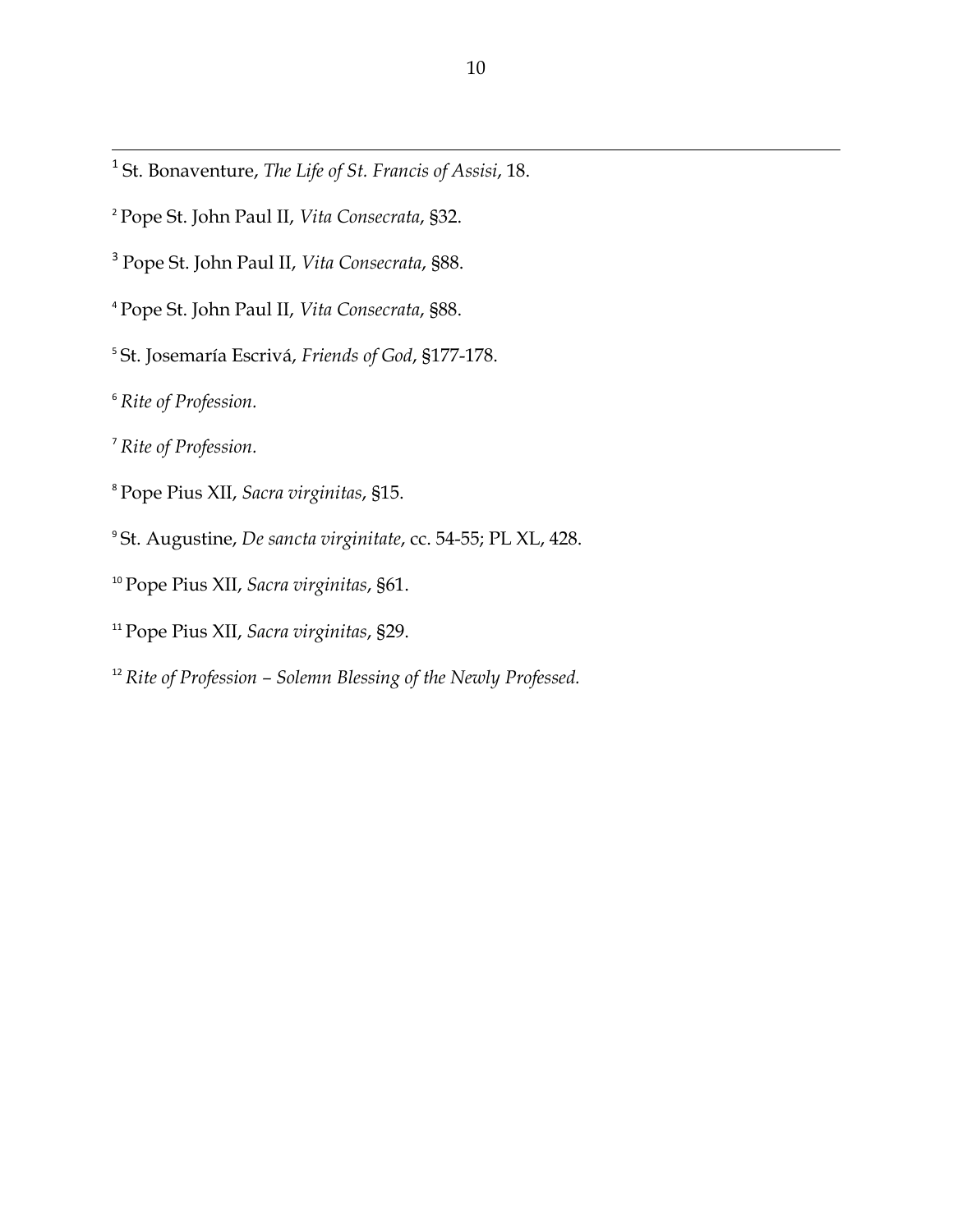[1] St. Bonaventure, *The Life of St. Francis of Assisi*, 18.

[2] Pope St. John Paul II, *Vita Consecrata*, §32.

[3] Pope St. John Paul II, *Vita Consecrata*, §88.

[4] Pope St. John Paul II, *Vita Consecrata*, §88.

[5] St. Josemaría Escrivá, *Friends of God*, §177-178.

[6] *Rite of Profession.*

[7] *Rite of Profession.*

[8] Pope Pius XII, *Sacra virginitas*, §15.

[9] St. Augustine, *De sancta virginitate*, cc. 54-55; PL XL, 428.

[10] Pope Pius XII, *Sacra virginitas*, §61.

[11] Pope Pius XII, *Sacra virginitas*, §29.

[12] *Rite of Profession – Solemn Blessing of the Newly Professed.*